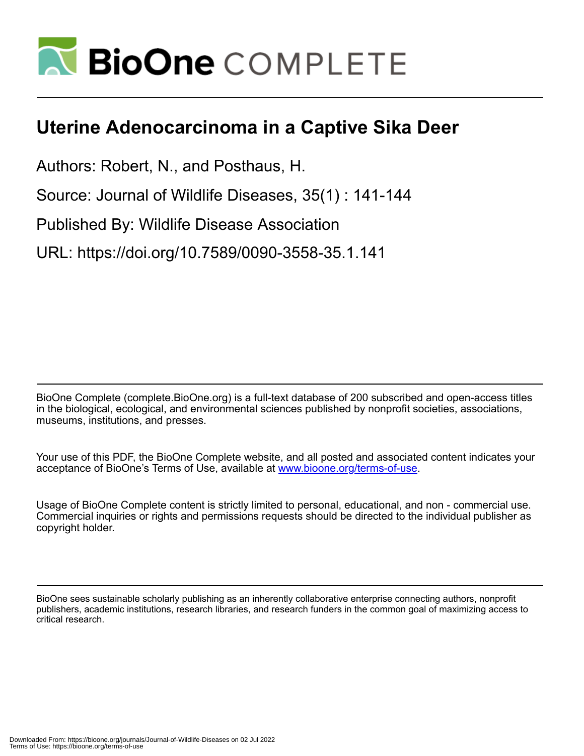# Uterine Adenocarcinoma in a Captive Sika Deer

Authors: Robert, N., and Posthaus, H.

Source: Journal of Wildlife Diseases, 35(1) : 141-144

Published By: Wildlife Disease Association

URL: https://doi.org/10.7589/0090-3558-35.1.141

BioOne Complete (complete.BioOne.org) is a full-text database of 200 subscribed and open-access titles in the biological, ecological, and environmental sciences published by nonprofit societies, associations, museums, institutions, and presses.

Your use of this PDF, the BioOne Complete website, and all posted and associated content indicates your acceptance of BioOne's Terms of Use, available at www.bioone.org/terms-of-use.

Usage of BioOne Complete content is strictly limited to personal, educational, and non - commercial use. Commercial inquiries or rights and permissions requests should be directed to the individual publisher as copyright holder.

BioOne sees sustainable scholarly publishing as an inherently collaborative enterprise connecting authors, nonprofit publishers, academic institutions, research libraries, and research funders in the common goal of maximizing access to critical research.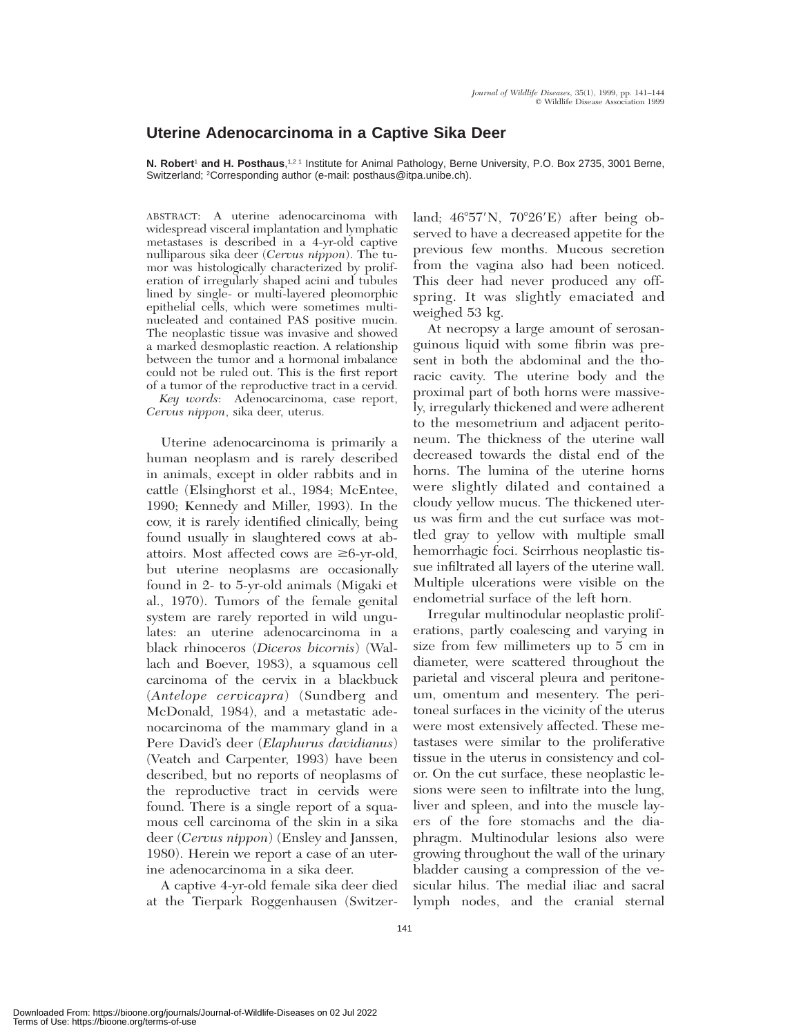# Uterine Adenocarcinoma in a Captive Sika Deer

**N. Robert**[1] **and H. Posthaus**,[1,2] [1] Institute for Animal Pathology, Berne University, P.O. Box 2735, 3001 Berne, Switzerland; [2]Corresponding author (e-mail: posthaus@itpa.unibe.ch).

ABSTRACT: A uterine adenocarcinoma with widespread visceral implantation and lymphatic metastases is described in a 4-yr-old captive nulliparous sika deer (*Cervus nippon*). The tumor was histologically characterized by proliferation of irregularly shaped acini and tubules lined by single- or multi-layered pleomorphic epithelial cells, which were sometimes multinucleated and contained PAS positive mucin. The neoplastic tissue was invasive and showed a marked desmoplastic reaction. A relationship between the tumor and a hormonal imbalance could not be ruled out. This is the first report of a tumor of the reproductive tract in a cervid.

*Key words*: Adenocarcinoma, case report, *Cervus nippon*, sika deer, uterus.

Uterine adenocarcinoma is primarily a human neoplasm and is rarely described in animals, except in older rabbits and in cattle (Elsinghorst et al., 1984; McEntee, 1990; Kennedy and Miller, 1993). In the cow, it is rarely identified clinically, being found usually in slaughtered cows at abattoirs. Most affected cows are ≥6-yr-old, but uterine neoplasms are occasionally found in 2- to 5-yr-old animals (Migaki et al., 1970). Tumors of the female genital system are rarely reported in wild ungulates: an uterine adenocarcinoma in a black rhinoceros (*Diceros bicornis*) (Wallach and Boever, 1983), a squamous cell carcinoma of the cervix in a blackbuck (*Antelope cervicapra*) (Sundberg and McDonald, 1984), and a metastatic adenocarcinoma of the mammary gland in a Pere David's deer (*Elaphurus davidianus*) (Veatch and Carpenter, 1993) have been described, but no reports of neoplasms of the reproductive tract in cervids were found. There is a single report of a squamous cell carcinoma of the skin in a sika deer (*Cervus nippon*) (Ensley and Janssen, 1980). Herein we report a case of an uterine adenocarcinoma in a sika deer.

A captive 4-yr-old female sika deer died at the Tierpark Roggenhausen (Switzerland; 46°57′N, 70°26′E) after being observed to have a decreased appetite for the previous few months. Mucous secretion from the vagina also had been noticed. This deer had never produced any offspring. It was slightly emaciated and weighed 53 kg.

At necropsy a large amount of serosanguinous liquid with some fibrin was present in both the abdominal and the thoracic cavity. The uterine body and the proximal part of both horns were massively, irregularly thickened and were adherent to the mesometrium and adjacent peritoneum. The thickness of the uterine wall decreased towards the distal end of the horns. The lumina of the uterine horns were slightly dilated and contained a cloudy yellow mucus. The thickened uterus was firm and the cut surface was mottled gray to yellow with multiple small hemorrhagic foci. Scirrhous neoplastic tissue infiltrated all layers of the uterine wall. Multiple ulcerations were visible on the endometrial surface of the left horn.

Irregular multinodular neoplastic proliferations, partly coalescing and varying in size from few millimeters up to 5 cm in diameter, were scattered throughout the parietal and visceral pleura and peritoneum, omentum and mesentery. The peritoneal surfaces in the vicinity of the uterus were most extensively affected. These metastases were similar to the proliferative tissue in the uterus in consistency and color. On the cut surface, these neoplastic lesions were seen to infiltrate into the lung, liver and spleen, and into the muscle layers of the fore stomachs and the diaphragm. Multinodular lesions also were growing throughout the wall of the urinary bladder causing a compression of the vesicular hilus. The medial iliac and sacral lymph nodes, and the cranial sternal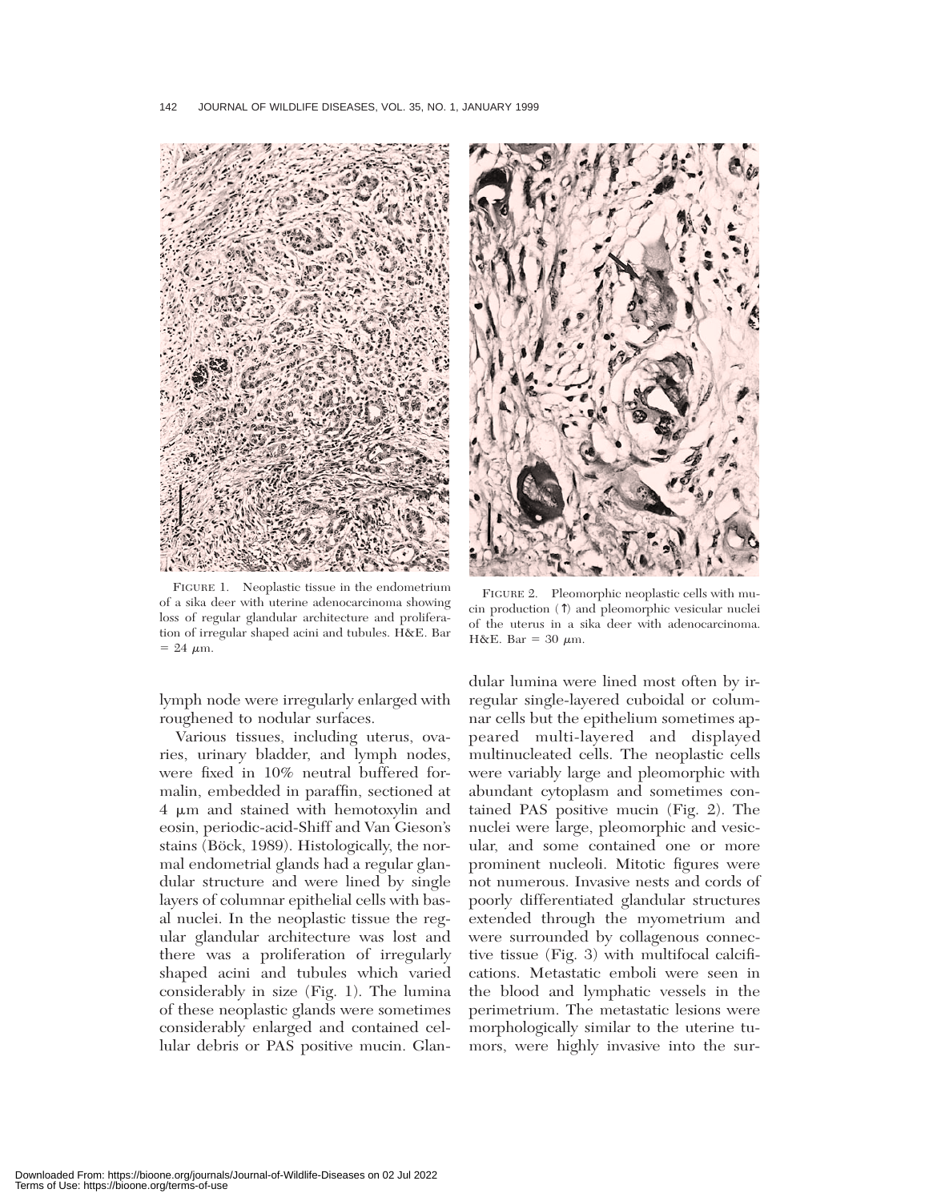FIGURE 1. Neoplastic tissue in the endometrium of a sika deer with uterine adenocarcinoma showing loss of regular glandular architecture and proliferation of irregular shaped acini and tubules. H&E. Bar = 24 μm.

FIGURE 2. Pleomorphic neoplastic cells with mucin production (↑) and pleomorphic vesicular nuclei of the uterus in a sika deer with adenocarcinoma. H&E. Bar = 30 μm.

lymph node were irregularly enlarged with roughened to nodular surfaces.

Various tissues, including uterus, ovaries, urinary bladder, and lymph nodes, were fixed in 10% neutral buffered formalin, embedded in paraffin, sectioned at 4 μm and stained with hemotoxylin and eosin, periodic-acid-Shiff and Van Gieson's stains (Böck, 1989). Histologically, the normal endometrial glands had a regular glandular structure and were lined by single layers of columnar epithelial cells with basal nuclei. In the neoplastic tissue the regular glandular architecture was lost and there was a proliferation of irregularly shaped acini and tubules which varied considerably in size (Fig. 1). The lumina of these neoplastic glands were sometimes considerably enlarged and contained cellular debris or PAS positive mucin. Glandular lumina were lined most often by irregular single-layered cuboidal or columnar cells but the epithelium sometimes appeared multi-layered and displayed multinucleated cells. The neoplastic cells were variably large and pleomorphic with abundant cytoplasm and sometimes contained PAS positive mucin (Fig. 2). The nuclei were large, pleomorphic and vesicular, and some contained one or more prominent nucleoli. Mitotic figures were not numerous. Invasive nests and cords of poorly differentiated glandular structures extended through the myometrium and were surrounded by collagenous connective tissue (Fig. 3) with multifocal calcifications. Metastatic emboli were seen in the blood and lymphatic vessels in the perimetrium. The metastatic lesions were morphologically similar to the uterine tumors, were highly invasive into the sur-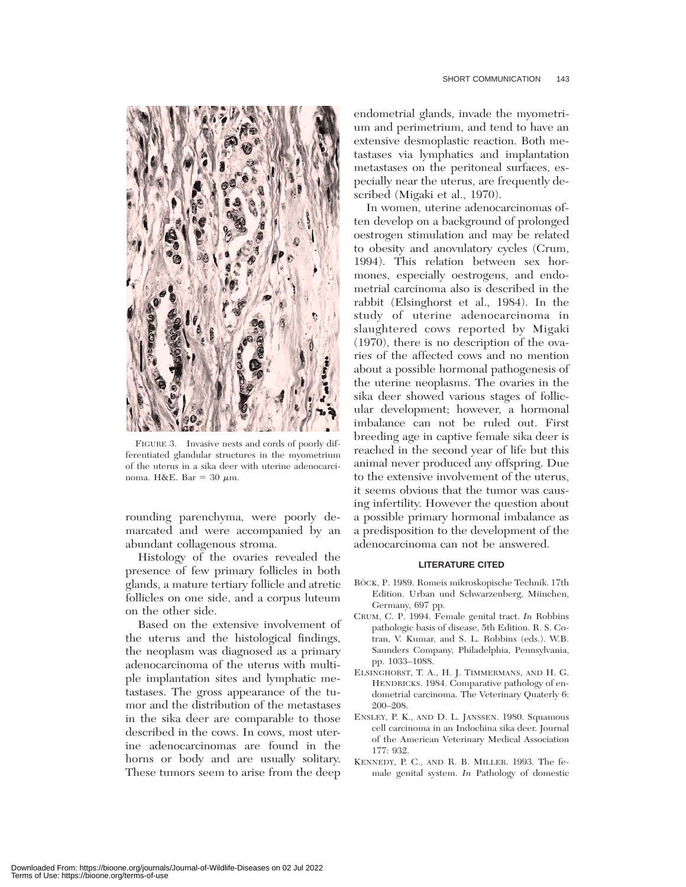FIGURE 3. Invasive nests and cords of poorly differentiated glandular structures in the myometrium of the uterus in a sika deer with uterine adenocarcinoma. H&E. Bar = 30 $\mu$m.

rounding parenchyma, were poorly demarcated and were accompanied by an abundant collagenous stroma.

Histology of the ovaries revealed the presence of few primary follicles in both glands, a mature tertiary follicle and atretic follicles on one side, and a corpus luteum on the other side.

Based on the extensive involvement of the uterus and the histological findings, the neoplasm was diagnosed as a primary adenocarcinoma of the uterus with multiple implantation sites and lymphatic metastases. The gross appearance of the tumor and the distribution of the metastases in the sika deer are comparable to those described in the cows. In cows, most uterine adenocarcinomas are found in the horns or body and are usually solitary. These tumors seem to arise from the deep endometrial glands, invade the myometrium and perimetrium, and tend to have an extensive desmoplastic reaction. Both metastases via lymphatics and implantation metastases on the peritoneal surfaces, especially near the uterus, are frequently described (Migaki et al., 1970).

In women, uterine adenocarcinomas often develop on a background of prolonged oestrogen stimulation and may be related to obesity and anovulatory cycles (Crum, 1994). This relation between sex hormones, especially oestrogens, and endometrial carcinoma also is described in the rabbit (Elsinghorst et al., 1984). In the study of uterine adenocarcinoma in slaughtered cows reported by Migaki (1970), there is no description of the ovaries of the affected cows and no mention about a possible hormonal pathogenesis of the uterine neoplasms. The ovaries in the sika deer showed various stages of follicular development; however, a hormonal imbalance can not be ruled out. First breeding age in captive female sika deer is reached in the second year of life but this animal never produced any offspring. Due to the extensive involvement of the uterus, it seems obvious that the tumor was causing infertility. However the question about a possible primary hormonal imbalance as a predisposition to the development of the adenocarcinoma can not be answered.

## LITERATURE CITED

BÖCK, P. 1989. Romeis mikroskopische Technik. 17th Edition. Urban und Schwarzenberg, München, Germany, 697 pp.

CRUM, C. P. 1994. Female genital tract. *In* Robbins pathologic basis of disease, 5th Edition. R. S. Cotran, V. Kumar, and S. L. Robbins (eds.). W.B. Saunders Company, Philadelphia, Pennsylvania, pp. 1033–1088.

ELSINGHORST, T. A., H. J. TIMMERMANS, AND H. G. HENDRICKS. 1984. Comparative pathology of endometrial carcinoma. The Veterinary Quaterly 6: 200–208.

ENSLEY, P. K., AND D. L. JANSSEN. 1980. Squamous cell carcinoma in an Indochina sika deer. Journal of the American Veterinary Medical Association 177: 932.

KENNEDY, P. C., AND R. B. MILLER. 1993. The female genital system. *In* Pathology of domestic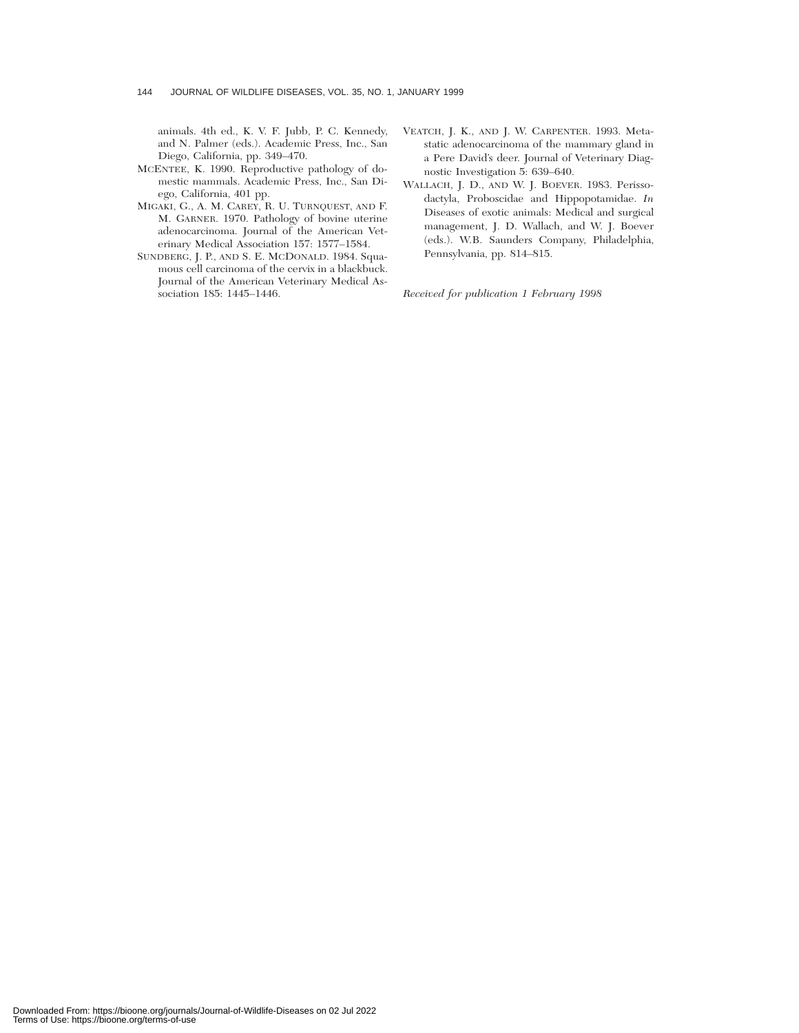animals. 4th ed., K. V. F. Jubb, P. C. Kennedy, and N. Palmer (eds.). Academic Press, Inc., San Diego, California, pp. 349–470.

MCENTEE, K. 1990. Reproductive pathology of domestic mammals. Academic Press, Inc., San Diego, California, 401 pp.

MIGAKI, G., A. M. CAREY, R. U. TURNQUEST, AND F. M. GARNER. 1970. Pathology of bovine uterine adenocarcinoma. Journal of the American Veterinary Medical Association 157: 1577–1584.

SUNDBERG, J. P., AND S. E. MCDONALD. 1984. Squamous cell carcinoma of the cervix in a blackbuck. Journal of the American Veterinary Medical Association 185: 1445–1446.

VEATCH, J. K., AND J. W. CARPENTER. 1993. Metastatic adenocarcinoma of the mammary gland in a Pere David's deer. Journal of Veterinary Diagnostic Investigation 5: 639–640.

WALLACH, J. D., AND W. J. BOEVER. 1983. Perissodactyla, Proboscidae and Hippopotamidae. *In* Diseases of exotic animals: Medical and surgical management, J. D. Wallach, and W. J. Boever (eds.). W.B. Saunders Company, Philadelphia, Pennsylvania, pp. 814–815.

*Received for publication 1 February 1998*